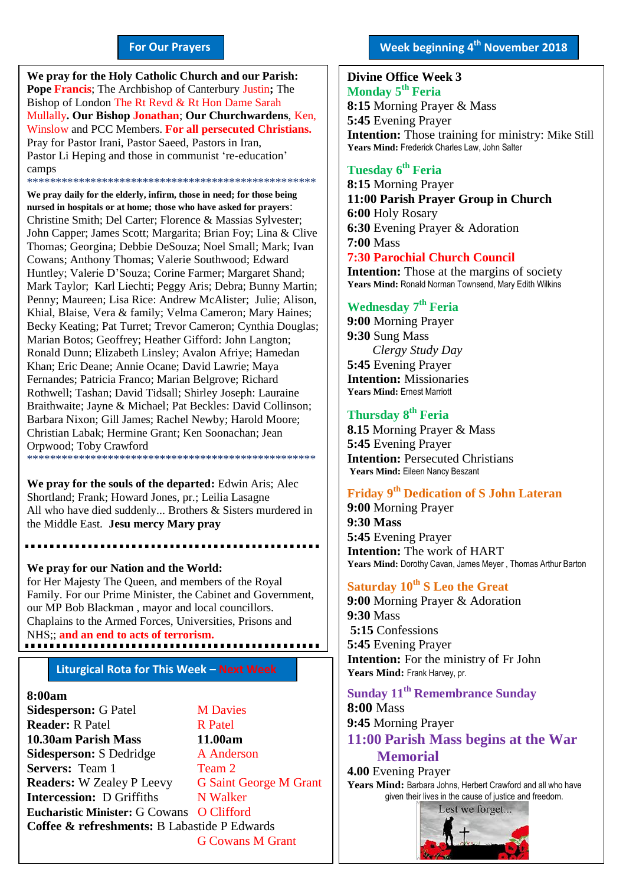## For Our Prayers

**We pray for the Holy Catholic Church and our Parish:** **Pope** **Francis**; The Archbishop of Canterbury Justin**;** The Bishop of London The Rt Revd & Rt Hon Dame Sarah Mullally**. Our Bishop** **Jonathan**; **Our Churchwardens**, Ken, Winslow and PCC Members. **For all persecuted Christians.** Pray for Pastor Irani, Pastor Saeed, Pastors in Iran, Pastor Li Heping and those in communist 're-education' camps

**We pray daily for the elderly, infirm, those in need; for those being nursed in hospitals or at home; those who have asked for prayers**: Christine Smith; Del Carter; Florence & Massias Sylvester; John Capper; James Scott; Margarita; Brian Foy; Lina & Clive Thomas; Georgina; Debbie DeSouza; Noel Small; Mark; Ivan Cowans; Anthony Thomas; Valerie Southwood; Edward Huntley; Valerie D'Souza; Corine Farmer; Margaret Shand; Mark Taylor; Karl Liechti; Peggy Aris; Debra; Bunny Martin; Penny; Maureen; Lisa Rice: Andrew McAlister; Julie; Alison, Khial, Blaise, Vera & family; Velma Cameron; Mary Haines; Becky Keating; Pat Turret; Trevor Cameron; Cynthia Douglas; Marian Botos; Geoffrey; Heather Gifford: John Langton; Ronald Dunn; Elizabeth Linsley; Avalon Afriye; Hamedan Khan; Eric Deane; Annie Ocane; David Lawrie; Maya Fernandes; Patricia Franco; Marian Belgrove; Richard Rothwell; Tashan; David Tidsall; Shirley Joseph: Lauraine Braithwaite; Jayne & Michael; Pat Beckles: David Collinson; Barbara Nixon; Gill James; Rachel Newby; Harold Moore; Christian Labak; Hermine Grant; Ken Soonachan; Jean Orpwood; Toby Crawford

**We pray for the souls of the departed:** Edwin Aris; Alec Shortland; Frank; Howard Jones, pr.; Leilia Lasagne
All who have died suddenly... Brothers & Sisters murdered in the Middle East. **Jesu mercy Mary pray**

**We pray for our Nation and the World:**
for Her Majesty The Queen, and members of the Royal Family. For our Prime Minister, the Cabinet and Government, our MP Bob Blackman , mayor and local councillors. Chaplains to the Armed Forces, Universities, Prisons and NHS;; **and an end to acts of terrorism.**

## Liturgical Rota for This Week – Next Week

| This Week | Next Week |
|---|---|
| **8:00am** | |
| **Sidesperson:** G Patel | M Davies |
| **Reader:** R Patel | R Patel |
| **10.30am Parish Mass** | **11.00am** |
| **Sidesperson:** S Dedridge | A Anderson |
| **Servers:** Team 1 | Team 2 |
| **Readers:** W Zealey P Leevy | G Saint George M Grant |
| **Intercession:** D Griffiths | N Walker |
| **Eucharistic Minister:** G Cowans | O Clifford |
| **Coffee & refreshments:** B Labastide P Edwards | G Cowans M Grant |

## Week beginning 4th November 2018

**Divine Office Week 3**

**Monday 5th Feria**
**8:15** Morning Prayer & Mass
**5:45** Evening Prayer
**Intention:** Those training for ministry: Mike Still
**Years Mind:** Frederick Charles Law, John Salter

**Tuesday 6th Feria**
**8:15** Morning Prayer
**11:00 Parish Prayer Group in Church**
**6:00** Holy Rosary
**6:30** Evening Prayer & Adoration
**7:00** Mass
**7:30 Parochial Church Council**
**Intention:** Those at the margins of society
**Years Mind:** Ronald Norman Townsend, Mary Edith Wilkins

**Wednesday 7th Feria**
**9:00** Morning Prayer
**9:30** Sung Mass
*Clergy Study Day*
**5:45** Evening Prayer
**Intention:** Missionaries
**Years Mind:** Ernest Marriott

**Thursday 8th Feria**
**8.15** Morning Prayer & Mass
**5:45** Evening Prayer
**Intention:** Persecuted Christians
**Years Mind:** Eileen Nancy Beszant

**Friday 9th Dedication of S John Lateran**
**9:00** Morning Prayer
**9:30 Mass**
**5:45** Evening Prayer
**Intention:** The work of HART
**Years Mind:** Dorothy Cowan, James Meyer , Thomas Arthur Barton

**Saturday 10th S Leo the Great**
**9:00** Morning Prayer & Adoration
**9:30** Mass
**5:15** Confessions
**5:45** Evening Prayer
**Intention:** For the ministry of Fr John
**Years Mind:** Frank Harvey, pr.

**Sunday 11th Remembrance Sunday**
**8:00** Mass
**9:45** Morning Prayer
**11:00 Parish Mass begins at the War Memorial**
**4.00** Evening Prayer
**Years Mind:** Barbara Johns, Herbert Crawford and all who have given their lives in the cause of justice and freedom.

Lest we forget...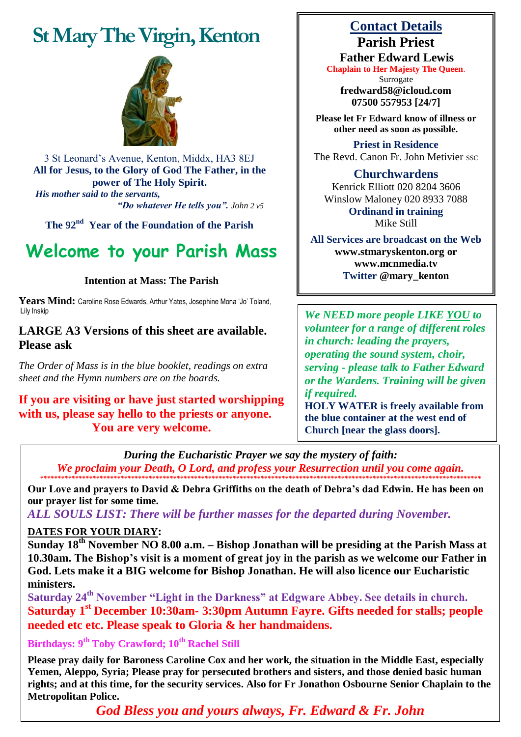# St Mary The Virgin, Kenton

3 St Leonard's Avenue, Kenton, Middx, HA3 8EJ

**All for Jesus, to the Glory of God The Father, in the power of The Holy Spirit.**

***His mother said to the servants,***
***"Do whatever He tells you".*** *John 2 v5*

**The 92nd Year of the Foundation of the Parish**

# Welcome to your Parish Mass

**Intention at Mass: The Parish**

**Years Mind:** Caroline Rose Edwards, Arthur Yates, Josephine Mona 'Jo' Toland, Lily Inskip

**LARGE A3 Versions of this sheet are available. Please ask**

*The Order of Mass is in the blue booklet, readings on extra sheet and the Hymn numbers are on the boards.*

**If you are visiting or have just started worshipping with us, please say hello to the priests or anyone. You are very welcome.**

## Contact Details

**Parish Priest**
**Father Edward Lewis**
**Chaplain to Her Majesty The Queen.**
Surrogate
**fredward58@icloud.com**
**07500 557953 [24/7]**

**Please let Fr Edward know of illness or other need as soon as possible.**

**Priest in Residence**
The Revd. Canon Fr. John Metivier SSC

**Churchwardens**
Kenrick Elliott 020 8204 3606
Winslow Maloney 020 8933 7088

**Ordinand in training**
Mike Still

**All Services are broadcast on the Web**
**www.stmaryskenton.org or**
**www.mcnmedia.tv**
**Twitter @mary_kenton**

***We NEED more people LIKE YOU to volunteer for a range of different roles in church: leading the prayers, operating the sound system, choir, serving - please talk to Father Edward or the Wardens. Training will be given if required.***

**HOLY WATER is freely available from the blue container at the west end of Church [near the glass doors].**

*During the Eucharistic Prayer we say the mystery of faith:*

***We proclaim your Death, O Lord, and profess your Resurrection until you come again.***

**Our Love and prayers to David & Debra Griffiths on the death of Debra's dad Edwin. He has been on our prayer list for some time.**

*ALL SOULS LIST: There will be further masses for the departed during November.*

**DATES FOR YOUR DIARY:**

**Sunday 18th November NO 8.00 a.m. – Bishop Jonathan will be presiding at the Parish Mass at 10.30am. The Bishop's visit is a moment of great joy in the parish as we welcome our Father in God. Lets make it a BIG welcome for Bishop Jonathan. He will also licence our Eucharistic ministers.**

**Saturday 24th November "Light in the Darkness" at Edgware Abbey. See details in church.**

**Saturday 1st December 10:30am- 3:30pm Autumn Fayre. Gifts needed for stalls; people needed etc etc. Please speak to Gloria & her handmaidens.**

**Birthdays: 9th Toby Crawford; 10th Rachel Still**

**Please pray daily for Baroness Caroline Cox and her work, the situation in the Middle East, especially Yemen, Aleppo, Syria; Please pray for persecuted brothers and sisters, and those denied basic human rights; and at this time, for the security services. Also for Fr Jonathon Osbourne Senior Chaplain to the Metropolitan Police.**

*God Bless you and yours always, Fr. Edward & Fr. John*